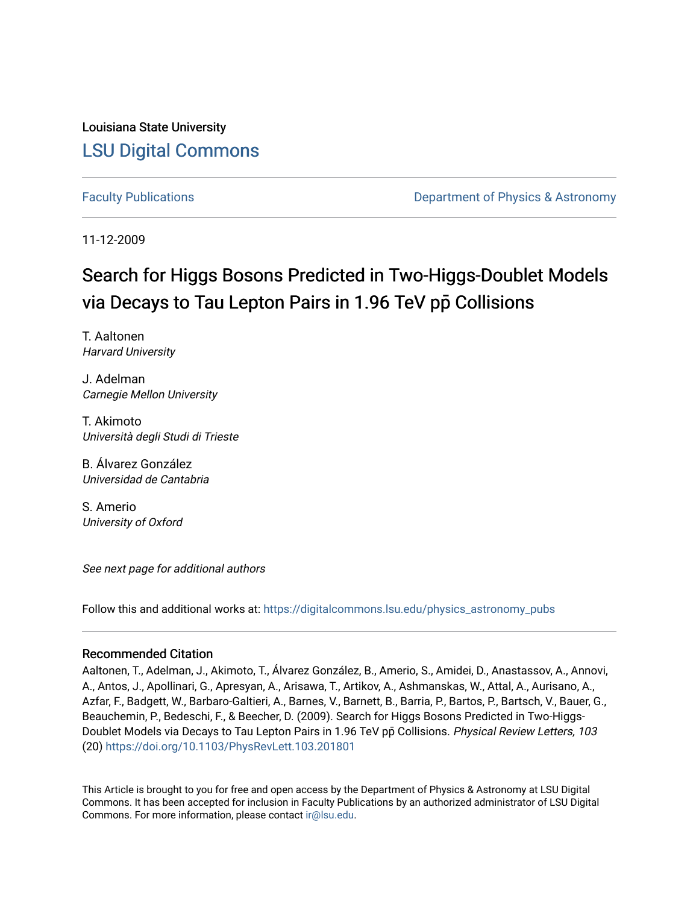Louisiana State University

# LSU Digital Commons

Faculty Publications

Department of Physics & Astronomy

11-12-2009

## Search for Higgs Bosons Predicted in Two-Higgs-Doublet Models via Decays to Tau Lepton Pairs in 1.96 TeV $p\bar{p}$ Collisions

T. Aaltonen
*Harvard University*

J. Adelman
*Carnegie Mellon University*

T. Akimoto
*Università degli Studi di Trieste*

B. Álvarez González
*Universidad de Cantabria*

S. Amerio
*University of Oxford*

*See next page for additional authors*

Follow this and additional works at: https://digitalcommons.lsu.edu/physics_astronomy_pubs

### Recommended Citation

Aaltonen, T., Adelman, J., Akimoto, T., Álvarez González, B., Amerio, S., Amidei, D., Anastassov, A., Annovi, A., Antos, J., Apollinari, G., Apresyan, A., Arisawa, T., Artikov, A., Ashmanskas, W., Attal, A., Aurisano, A., Azfar, F., Badgett, W., Barbaro-Galtieri, A., Barnes, V., Barnett, B., Barria, P., Bartos, P., Bartsch, V., Bauer, G., Beauchemin, P., Bedeschi, F., & Beecher, D. (2009). Search for Higgs Bosons Predicted in Two-Higgs-Doublet Models via Decays to Tau Lepton Pairs in 1.96 TeV $p\bar{p}$ Collisions. *Physical Review Letters, 103* (20) https://doi.org/10.1103/PhysRevLett.103.201801

This Article is brought to you for free and open access by the Department of Physics & Astronomy at LSU Digital Commons. It has been accepted for inclusion in Faculty Publications by an authorized administrator of LSU Digital Commons. For more information, please contact ir@lsu.edu.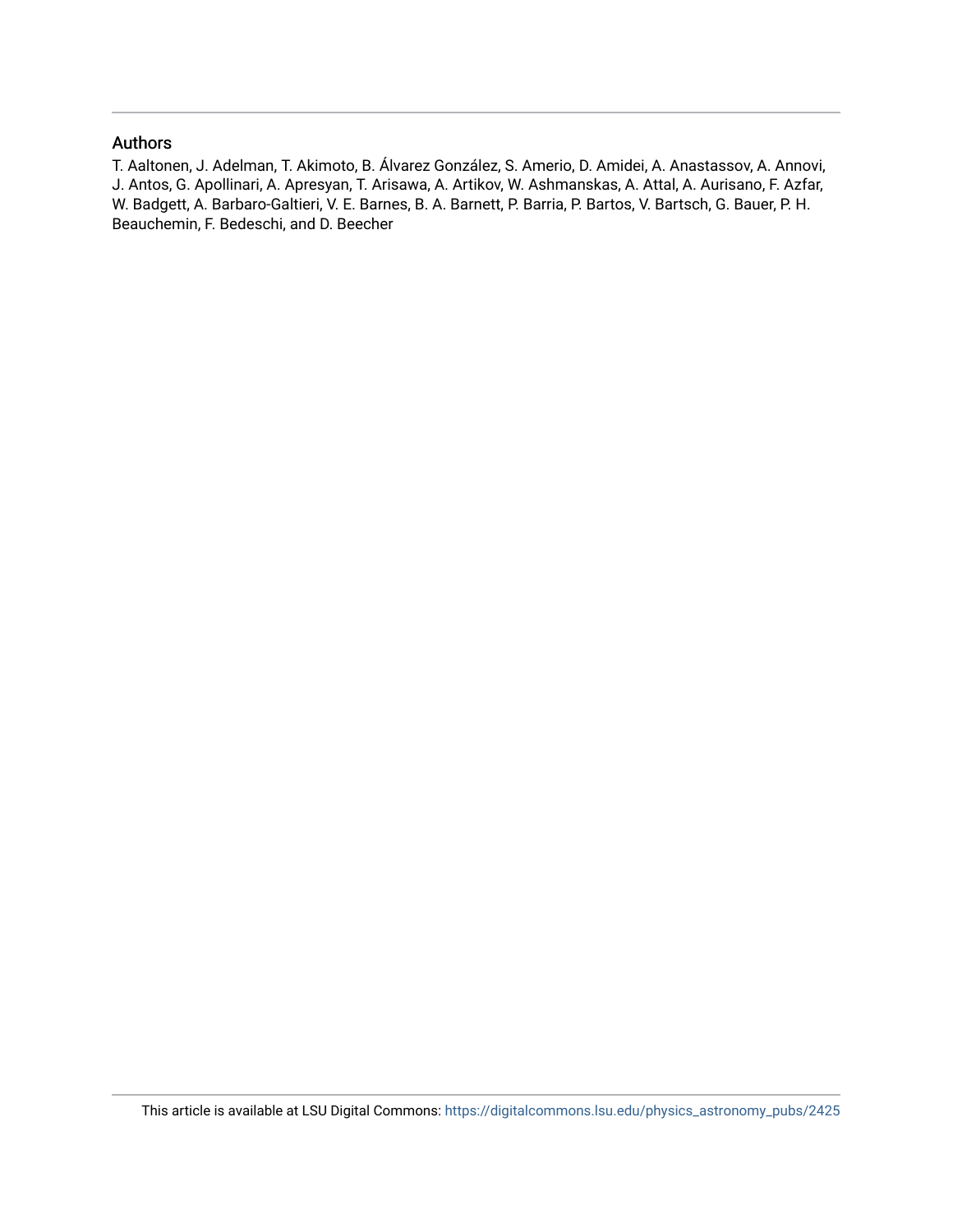## Authors

T. Aaltonen, J. Adelman, T. Akimoto, B. Álvarez González, S. Amerio, D. Amidei, A. Anastassov, A. Annovi, J. Antos, G. Apollinari, A. Apresyan, T. Arisawa, A. Artikov, W. Ashmanskas, A. Attal, A. Aurisano, F. Azfar, W. Badgett, A. Barbaro-Galtieri, V. E. Barnes, B. A. Barnett, P. Barria, P. Bartos, V. Bartsch, G. Bauer, P. H. Beauchemin, F. Bedeschi, and D. Beecher

This article is available at LSU Digital Commons: https://digitalcommons.lsu.edu/physics_astronomy_pubs/2425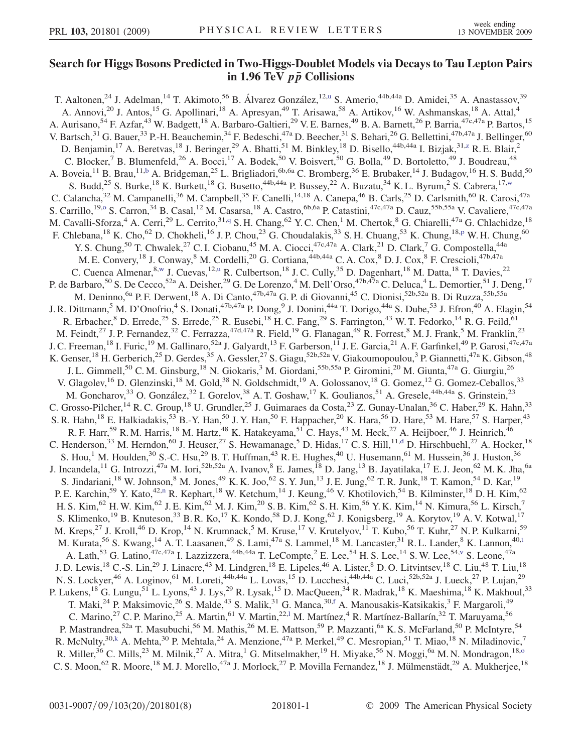# Search for Higgs Bosons Predicted in Two-Higgs-Doublet Models via Decays to Tau Lepton Pairs in 1.96 TeV $p\bar{p}$ Collisions

T. Aaltonen,[24] J. Adelman,[14] T. Akimoto,[56] B. Álvarez González,[12,u] S. Amerio,[44b,44a] D. Amidei,[35] A. Anastassov,[39] A. Annovi,[20] J. Antos,[15] G. Apollinari,[18] A. Apresyan,[49] T. Arisawa,[58] A. Artikov,[16] W. Ashmanskas,[18] A. Attal,[4] A. Aurisano,[54] F. Azfar,[43] W. Badgett,[18] A. Barbaro-Galtieri,[29] V. E. Barnes,[49] B. A. Barnett,[26] P. Barria,[47c,47a] P. Bartos,[15] V. Bartsch,[31] G. Bauer,[33] P.-H. Beauchemin,[34] F. Bedeschi,[47a] D. Beecher,[31] S. Behari,[26] G. Bellettini,[47b,47a] J. Bellinger,[60] D. Benjamin,[17] A. Beretvas,[18] J. Beringer,[29] A. Bhatti,[51] M. Binkley,[18] D. Bisello,[44b,44a] I. Bizjak,[31,z] R. E. Blair,[2] C. Blocker,[7] B. Blumenfeld,[26] A. Bocci,[17] A. Bodek,[50] V. Boisvert,[50] G. Bolla,[49] D. Bortoletto,[49] J. Boudreau,[48] A. Boveia,[11] B. Brau,[11,b] A. Bridgeman,[25] L. Brigliadori,[6b,6a] C. Bromberg,[36] E. Brubaker,[14] J. Budagov,[16] H. S. Budd,[50] S. Budd,[25] S. Burke,[18] K. Burkett,[18] G. Busetto,[44b,44a] P. Bussey,[22] A. Buzatu,[34] K. L. Byrum,[2] S. Cabrera,[17,w] C. Calancha,[32] M. Campanelli,[36] M. Campbell,[35] F. Canelli,[14,18] A. Canepa,[46] B. Carls,[25] D. Carlsmith,[60] R. Carosi,[47a] S. Carrillo,[19,o] S. Carron,[34] B. Casal,[12] M. Casarsa,[18] A. Castro,[6b,6a] P. Catastini,[47c,47a] D. Cauz,[55b,55a] V. Cavaliere,[47c,47a] M. Cavalli-Sforza,[4] A. Cerri,[29] L. Cerrito,[31,q] S. H. Chang,[62] Y. C. Chen,[1] M. Chertok,[8] G. Chiarelli,[47a] G. Chlachidze,[18] F. Chlebana,[18] K. Cho,[62] D. Chokheli,[16] J. P. Chou,[23] G. Choudalakis,[33] S. H. Chuang,[53] K. Chung,[18,p] W. H. Chung,[60] Y. S. Chung,[50] T. Chwalek,[27] C. I. Ciobanu,[45] M. A. Ciocci,[47c,47a] A. Clark,[21] D. Clark,[7] G. Compostella,[44a] M. E. Convery,[18] J. Conway,[8] M. Cordelli,[20] G. Cortiana,[44b,44a] C. A. Cox,[8] D. J. Cox,[8] F. Crescioli,[47b,47a] C. Cuenca Almenar,[8,w] J. Cuevas,[12,u] R. Culbertson,[18] J. C. Cully,[35] D. Dagenhart,[18] M. Datta,[18] T. Davies,[22] P. de Barbaro,[50] S. De Cecco,[52a] A. Deisher,[29] G. De Lorenzo,[4] M. Dell'Orso,[47b,47a] C. Deluca,[4] L. Demortier,[51] J. Deng,[17] M. Deninno,[6a] P. F. Derwent,[18] A. Di Canto,[47b,47a] G. P. di Giovanni,[45] C. Dionisi,[52b,52a] B. Di Ruzza,[55b,55a] J. R. Dittmann,[5] M. D'Onofrio,[4] S. Donati,[47b,47a] P. Dong,[9] J. Donini,[44a] T. Dorigo,[44a] S. Dube,[53] J. Efron,[40] A. Elagin,[54] R. Erbacher,[8] D. Errede,[25] S. Errede,[25] R. Eusebi,[18] H. C. Fang,[29] S. Farrington,[43] W. T. Fedorko,[14] R. G. Feild,[61] M. Feindt,[27] J. P. Fernandez,[32] C. Ferrazza,[47d,47a] R. Field,[19] G. Flanagan,[49] R. Forrest,[8] M. J. Frank,[5] M. Franklin,[23] J. C. Freeman,[18] I. Furic,[19] M. Gallinaro,[52a] J. Galyardt,[13] F. Garberson,[11] J. E. Garcia,[21] A. F. Garfinkel,[49] P. Garosi,[47c,47a] K. Genser,[18] H. Gerberich,[25] D. Gerdes,[35] A. Gessler,[27] S. Giagu,[52b,52a] V. Giakoumopoulou,[3] P. Giannetti,[47a] K. Gibson,[48] J. L. Gimmell,[50] C. M. Ginsburg,[18] N. Giokaris,[3] M. Giordani,[55b,55a] P. Giromini,[20] M. Giunta,[47a] G. Giurgiu,[26] V. Glagolev,[16] D. Glenzinski,[18] M. Gold,[38] N. Goldschmidt,[19] A. Golossanov,[18] G. Gomez,[12] G. Gomez-Ceballos,[33] M. Goncharov,[33] O. González,[32] I. Gorelov,[38] A. T. Goshaw,[17] K. Goulianos,[51] A. Gresele,[44b,44a] S. Grinstein,[23] C. Grosso-Pilcher,[14] R. C. Group,[18] U. Grundler,[25] J. Guimaraes da Costa,[23] Z. Gunay-Unalan,[36] C. Haber,[29] K. Hahn,[33] S. R. Hahn,[18] E. Halkiadakis,[53] B.-Y. Han,[50] J. Y. Han,[50] F. Happacher,[20] K. Hara,[56] D. Hare,[53] M. Hare,[57] S. Harper,[43] R. F. Harr,[59] R. M. Harris,[18] M. Hartz,[48] K. Hatakeyama,[51] C. Hays,[43] M. Heck,[27] A. Heijboer,[46] J. Heinrich,[46] C. Henderson,[33] M. Herndon,[60] J. Heuser,[27] S. Hewamanage,[5] D. Hidas,[17] C. S. Hill,[11,d] D. Hirschbuehl,[27] A. Hocker,[18] S. Hou,[1] M. Houlden,[30] S.-C. Hsu,[29] B. T. Huffman,[43] R. E. Hughes,[40] U. Husemann,[61] M. Hussein,[36] J. Huston,[36] J. Incandela,[11] G. Introzzi,[47a] M. Iori,[52b,52a] A. Ivanov,[8] E. James,[18] D. Jang,[13] B. Jayatilaka,[17] E. J. Jeon,[62] M. K. Jha,[6a] S. Jindariani,[18] W. Johnson,[8] M. Jones,[49] K. K. Joo,[62] S. Y. Jun,[13] J. E. Jung,[62] T. R. Junk,[18] T. Kamon,[54] D. Kar,[19] P. E. Karchin,[59] Y. Kato,[42,n] R. Kephart,[18] W. Ketchum,[14] J. Keung,[46] V. Khotilovich,[54] B. Kilminster,[18] D. H. Kim,[62] H. S. Kim,[62] H. W. Kim,[62] J. E. Kim,[62] M. J. Kim,[20] S. B. Kim,[62] S. H. Kim,[56] Y. K. Kim,[14] N. Kimura,[56] L. Kirsch,[7] S. Klimenko,[19] B. Knuteson,[33] B. R. Ko,[17] K. Kondo,[58] D. J. Kong,[62] J. Konigsberg,[19] A. Korytov,[19] A. V. Kotwal,[17] M. Kreps,[27] J. Kroll,[46] D. Krop,[14] N. Krumnack,[5] M. Kruse,[17] V. Krutelyov,[11] T. Kubo,[56] T. Kuhr,[27] N. P. Kulkarni,[59] M. Kurata,[56] S. Kwang,[14] A. T. Laasanen,[49] S. Lami,[47a] S. Lammel,[18] M. Lancaster,[31] R. L. Lander,[8] K. Lannon,[40,t] A. Lath,[53] G. Latino,[47c,47a] I. Lazzizzera,[44b,44a] T. LeCompte,[2] E. Lee,[54] H. S. Lee,[14] S. W. Lee,[54,v] S. Leone,[47a] J. D. Lewis,[18] C.-S. Lin,[29] J. Linacre,[43] M. Lindgren,[18] E. Lipeles,[46] A. Lister,[8] D. O. Litvintsev,[18] C. Liu,[48] T. Liu,[18] N. S. Lockyer,[46] A. Loginov,[61] M. Loreti,[44b,44a] L. Lovas,[15] D. Lucchesi,[44b,44a] C. Luci,[52b,52a] J. Lueck,[27] P. Lujan,[29] P. Lukens,[18] G. Lungu,[51] L. Lyons,[43] J. Lys,[29] R. Lysak,[15] D. MacQueen,[34] R. Madrak,[18] K. Maeshima,[18] K. Makhoul,[33] T. Maki,[24] P. Maksimovic,[26] S. Malde,[43] S. Malik,[31] G. Manca,[30,f] A. Manousakis-Katsikakis,[3] F. Margaroli,[49] C. Marino,[27] C. P. Marino,[25] A. Martin,[61] V. Martin,[22,l] M. Martínez,[4] R. Martínez-Ballarín,[32] T. Maruyama,[56] P. Mastrandrea,[52a] T. Masubuchi,[56] M. Mathis,[26] M. E. Mattson,[59] P. Mazzanti,[6a] K. S. McFarland,[50] P. McIntyre,[54] R. McNulty,[30,k] A. Mehta,[30] P. Mehtala,[24] A. Menzione,[47a] P. Merkel,[49] C. Mesropian,[51] T. Miao,[18] N. Miladinovic,[7] R. Miller,[36] C. Mills,[23] M. Milnik,[27] A. Mitra,[1] G. Mitselmakher,[19] H. Miyake,[56] N. Moggi,[6a] M. N. Mondragon,[18,o] C. S. Moon,[62] R. Moore,[18] M. J. Morello,[47a] J. Morlock,[27] P. Movilla Fernandez,[18] J. Mülmenstädt,[29] A. Mukherjee,[18]

0031-9007/09/103(20)/201801(8) © 2009 The American Physical Society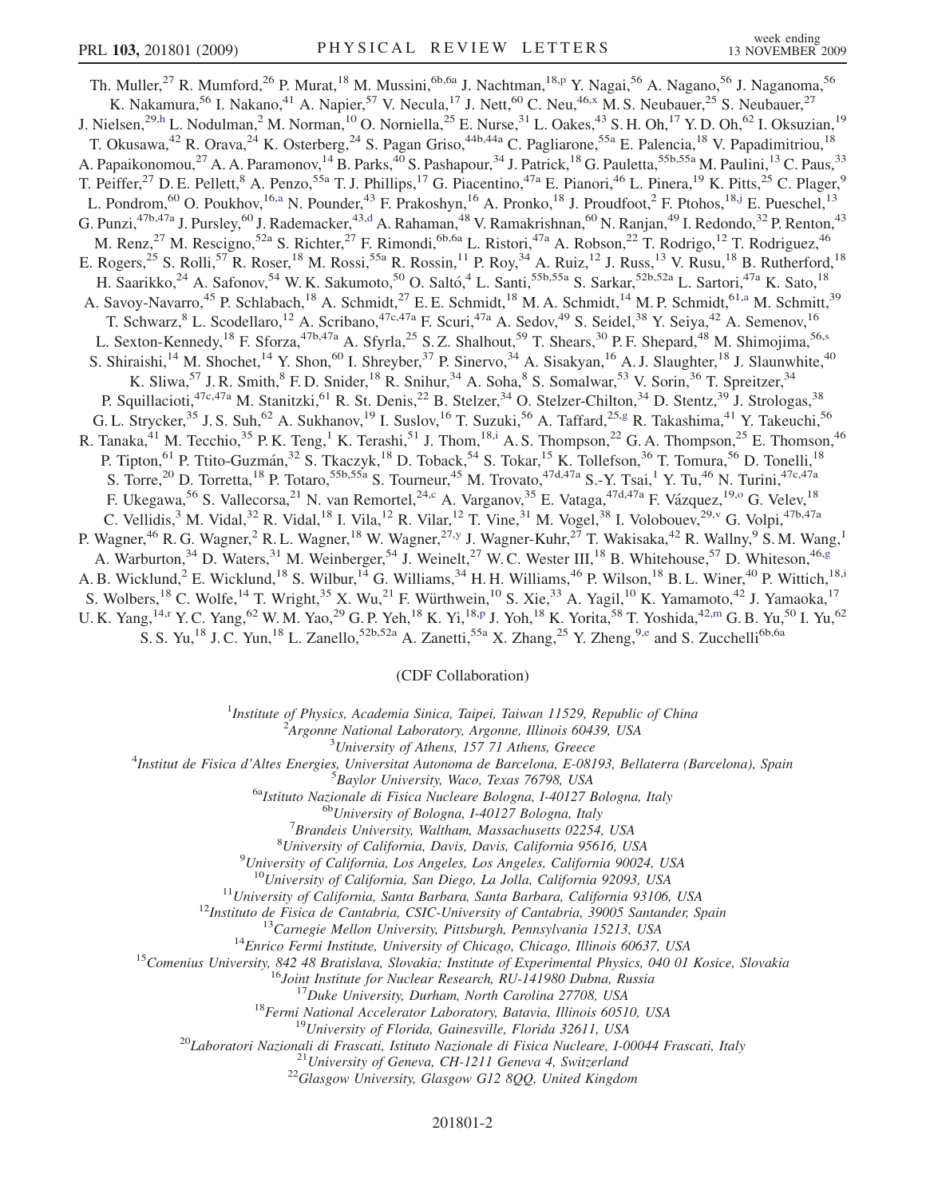Th. Muller,[27] R. Mumford,[26] P. Murat,[18] M. Mussini,[6b,6a] J. Nachtman,[18,p] Y. Nagai,[56] A. Nagano,[56] J. Naganoma,[56] K. Nakamura,[56] I. Nakano,[41] A. Napier,[57] V. Necula,[17] J. Nett,[60] C. Neu,[46,x] M. S. Neubauer,[25] S. Neubauer,[27] J. Nielsen,[29,h] L. Nodulman,[2] M. Norman,[10] O. Norniella,[25] E. Nurse,[31] L. Oakes,[43] S. H. Oh,[17] Y. D. Oh,[62] I. Oksuzian,[19] T. Okusawa,[42] R. Orava,[24] K. Osterberg,[24] S. Pagan Griso,[44b,44a] C. Pagliarone,[55a] E. Palencia,[18] V. Papadimitriou,[18] A. Papaikonomou,[27] A. A. Paramonov,[14] B. Parks,[40] S. Pashapour,[34] J. Patrick,[18] G. Pauletta,[55b,55a] M. Paulini,[13] C. Paus,[33] T. Peiffer,[27] D. E. Pellett,[8] A. Penzo,[55a] T. J. Phillips,[17] G. Piacentino,[47a] E. Pianori,[46] L. Pinera,[19] K. Pitts,[25] C. Plager,[9] L. Pondrom,[60] O. Poukhov,[16,a] N. Pounder,[43] F. Prakoshyn,[16] A. Pronko,[18] J. Proudfoot,[2] F. Ptohos,[18,j] E. Pueschel,[13] G. Punzi,[47b,47a] J. Pursley,[60] J. Rademacker,[43,d] A. Rahaman,[48] V. Ramakrishnan,[60] N. Ranjan,[49] I. Redondo,[32] P. Renton,[43] M. Renz,[27] M. Rescigno,[52a] S. Richter,[27] F. Rimondi,[6b,6a] L. Ristori,[47a] A. Robson,[22] T. Rodrigo,[12] T. Rodriguez,[46] E. Rogers,[25] S. Rolli,[57] R. Roser,[18] M. Rossi,[55a] R. Rossin,[11] P. Roy,[34] A. Ruiz,[12] J. Russ,[13] V. Rusu,[18] B. Rutherford,[18] H. Saarikko,[24] A. Safonov,[54] W. K. Sakumoto,[50] O. Saltó,[4] L. Santi,[55b,55a] S. Sarkar,[52b,52a] L. Sartori,[47a] K. Sato,[18] A. Savoy-Navarro,[45] P. Schlabach,[18] A. Schmidt,[27] E. E. Schmidt,[18] M. A. Schmidt,[14] M. P. Schmidt,[61,a] M. Schmitt,[39] T. Schwarz,[8] L. Scodellaro,[12] A. Scribano,[47c,47a] F. Scuri,[47a] A. Sedov,[49] S. Seidel,[38] Y. Seiya,[42] A. Semenov,[16] L. Sexton-Kennedy,[18] F. Sforza,[47b,47a] A. Sfyrla,[25] S. Z. Shalhout,[59] T. Shears,[30] P. F. Shepard,[48] M. Shimojima,[56,s] S. Shiraishi,[14] M. Shochet,[14] Y. Shon,[60] I. Shreyber,[37] P. Sinervo,[34] A. Sisakyan,[16] A. J. Slaughter,[18] J. Slaunwhite,[40] K. Sliwa,[57] J. R. Smith,[8] F. D. Snider,[18] R. Snihur,[34] A. Soha,[8] S. Somalwar,[53] V. Sorin,[36] T. Spreitzer,[34] P. Squillacioti,[47c,47a] M. Stanitzki,[61] R. St. Denis,[22] B. Stelzer,[34] O. Stelzer-Chilton,[34] D. Stentz,[39] J. Strologas,[38] G. L. Strycker,[35] J. S. Suh,[62] A. Sukhanov,[19] I. Suslov,[16] T. Suzuki,[56] A. Taffard,[25,g] R. Takashima,[41] Y. Takeuchi,[56] R. Tanaka,[41] M. Tecchio,[35] P. K. Teng,[1] K. Terashi,[51] J. Thom,[18,i] A. S. Thompson,[22] G. A. Thompson,[25] E. Thomson,[46] P. Tipton,[61] P. Ttito-Guzmán,[32] S. Tkaczyk,[18] D. Toback,[54] S. Tokar,[15] K. Tollefson,[36] T. Tomura,[56] D. Tonelli,[18] S. Torre,[20] D. Torretta,[18] P. Totaro,[55b,55a] S. Tourneur,[45] M. Trovato,[47d,47a] S.-Y. Tsai,[1] Y. Tu,[46] N. Turini,[47c,47a] F. Ukegawa,[56] S. Vallecorsa,[21] N. van Remortel,[24,c] A. Varganov,[35] E. Vataga,[47d,47a] F. Vázquez,[19,o] G. Velev,[18] C. Vellidis,[3] M. Vidal,[32] R. Vidal,[18] I. Vila,[12] R. Vilar,[12] T. Vine,[31] M. Vogel,[38] I. Volobouev,[29,v] G. Volpi,[47b,47a] P. Wagner,[46] R. G. Wagner,[2] R. L. Wagner,[18] W. Wagner,[27,y] J. Wagner-Kuhr,[27] T. Wakisaka,[42] R. Wallny,[9] S. M. Wang,[1] A. Warburton,[34] D. Waters,[31] M. Weinberger,[54] J. Weinelt,[27] W. C. Wester III,[18] B. Whitehouse,[57] D. Whiteson,[46,g] A. B. Wicklund,[2] E. Wicklund,[18] S. Wilbur,[14] G. Williams,[34] H. H. Williams,[46] P. Wilson,[18] B. L. Winer,[40] P. Wittich,[18,i] S. Wolbers,[18] C. Wolfe,[14] T. Wright,[35] X. Wu,[21] F. Würthwein,[10] S. Xie,[33] A. Yagil,[10] K. Yamamoto,[42] J. Yamaoka,[17] U. K. Yang,[14,r] Y. C. Yang,[62] W. M. Yao,[29] G. P. Yeh,[18] K. Yi,[18,p] J. Yoh,[18] K. Yorita,[58] T. Yoshida,[42,m] G. B. Yu,[50] I. Yu,[62] S. S. Yu,[18] J. C. Yun,[18] L. Zanello,[52b,52a] A. Zanetti,[55a] X. Zhang,[25] Y. Zheng,[9,e] and S. Zucchelli[6b,6a]

(CDF Collaboration)

[1]*Institute of Physics, Academia Sinica, Taipei, Taiwan 11529, Republic of China*
[2]*Argonne National Laboratory, Argonne, Illinois 60439, USA*
[3]*University of Athens, 157 71 Athens, Greece*
[4]*Institut de Fisica d'Altes Energies, Universitat Autonoma de Barcelona, E-08193, Bellaterra (Barcelona), Spain*
[5]*Baylor University, Waco, Texas 76798, USA*
[6a]*Istituto Nazionale di Fisica Nucleare Bologna, I-40127 Bologna, Italy*
[6b]*University of Bologna, I-40127 Bologna, Italy*
[7]*Brandeis University, Waltham, Massachusetts 02254, USA*
[8]*University of California, Davis, Davis, California 95616, USA*
[9]*University of California, Los Angeles, Los Angeles, California 90024, USA*
[10]*University of California, San Diego, La Jolla, California 92093, USA*
[11]*University of California, Santa Barbara, Santa Barbara, California 93106, USA*
[12]*Instituto de Fisica de Cantabria, CSIC-University of Cantabria, 39005 Santander, Spain*
[13]*Carnegie Mellon University, Pittsburgh, Pennsylvania 15213, USA*
[14]*Enrico Fermi Institute, University of Chicago, Chicago, Illinois 60637, USA*
[15]*Comenius University, 842 48 Bratislava, Slovakia; Institute of Experimental Physics, 040 01 Kosice, Slovakia*
[16]*Joint Institute for Nuclear Research, RU-141980 Dubna, Russia*
[17]*Duke University, Durham, North Carolina 27708, USA*
[18]*Fermi National Accelerator Laboratory, Batavia, Illinois 60510, USA*
[19]*University of Florida, Gainesville, Florida 32611, USA*
[20]*Laboratori Nazionali di Frascati, Istituto Nazionale di Fisica Nucleare, I-00044 Frascati, Italy*
[21]*University of Geneva, CH-1211 Geneva 4, Switzerland*
[22]*Glasgow University, Glasgow G12 8QQ, United Kingdom*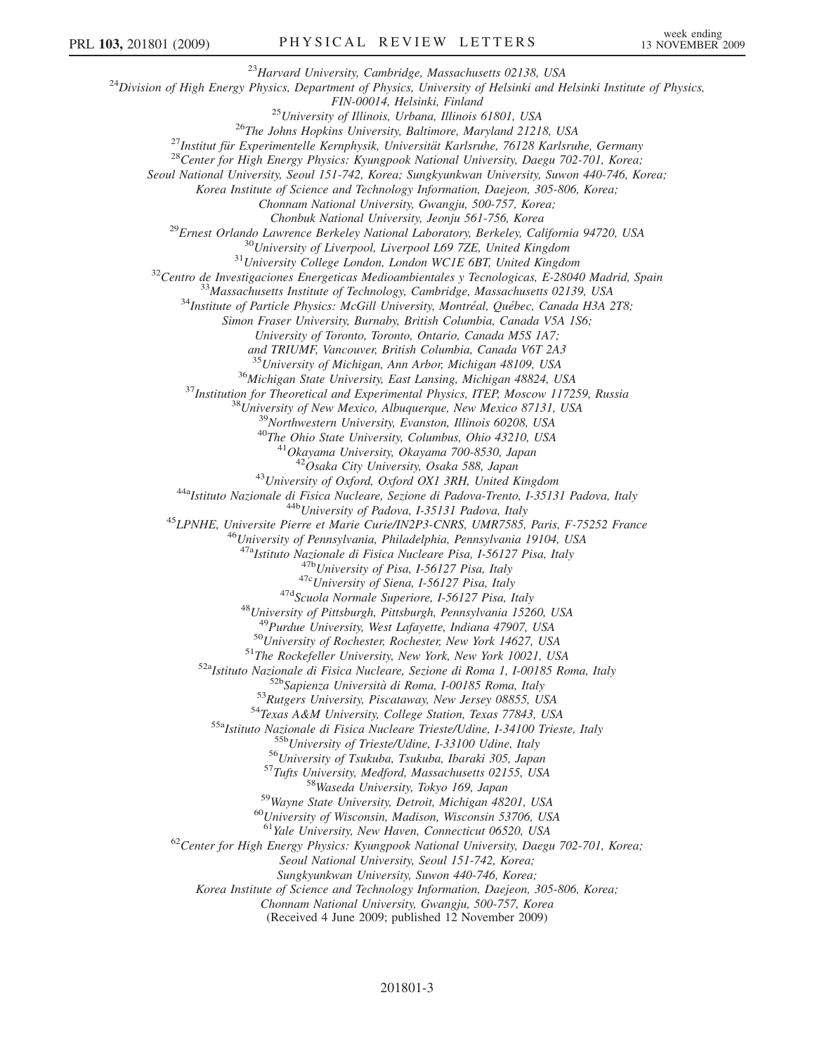[23]Harvard University, Cambridge, Massachusetts 02138, USA

[24]Division of High Energy Physics, Department of Physics, University of Helsinki and Helsinki Institute of Physics, FIN-00014, Helsinki, Finland

[25]University of Illinois, Urbana, Illinois 61801, USA

[26]The Johns Hopkins University, Baltimore, Maryland 21218, USA

[27]Institut für Experimentelle Kernphysik, Universität Karlsruhe, 76128 Karlsruhe, Germany

[28]Center for High Energy Physics: Kyungpook National University, Daegu 702-701, Korea; Seoul National University, Seoul 151-742, Korea; Sungkyunkwan University, Suwon 440-746, Korea; Korea Institute of Science and Technology Information, Daejeon, 305-806, Korea; Chonnam National University, Gwangju, 500-757, Korea; Chonbuk National University, Jeonju 561-756, Korea

[29]Ernest Orlando Lawrence Berkeley National Laboratory, Berkeley, California 94720, USA

[30]University of Liverpool, Liverpool L69 7ZE, United Kingdom

[31]University College London, London WC1E 6BT, United Kingdom

[32]Centro de Investigaciones Energeticas Medioambientales y Tecnologicas, E-28040 Madrid, Spain

[33]Massachusetts Institute of Technology, Cambridge, Massachusetts 02139, USA

[34]Institute of Particle Physics: McGill University, Montréal, Québec, Canada H3A 2T8; Simon Fraser University, Burnaby, British Columbia, Canada V5A 1S6; University of Toronto, Toronto, Ontario, Canada M5S 1A7; and TRIUMF, Vancouver, British Columbia, Canada V6T 2A3

[35]University of Michigan, Ann Arbor, Michigan 48109, USA

[36]Michigan State University, East Lansing, Michigan 48824, USA

[37]Institution for Theoretical and Experimental Physics, ITEP, Moscow 117259, Russia

[38]University of New Mexico, Albuquerque, New Mexico 87131, USA

[39]Northwestern University, Evanston, Illinois 60208, USA

[40]The Ohio State University, Columbus, Ohio 43210, USA

[41]Okayama University, Okayama 700-8530, Japan

[42]Osaka City University, Osaka 588, Japan

[43]University of Oxford, Oxford OX1 3RH, United Kingdom

[44a]Istituto Nazionale di Fisica Nucleare, Sezione di Padova-Trento, I-35131 Padova, Italy

[44b]University of Padova, I-35131 Padova, Italy

[45]LPNHE, Universite Pierre et Marie Curie/IN2P3-CNRS, UMR7585, Paris, F-75252 France

[46]University of Pennsylvania, Philadelphia, Pennsylvania 19104, USA

[47a]Istituto Nazionale di Fisica Nucleare Pisa, I-56127 Pisa, Italy

[47b]University of Pisa, I-56127 Pisa, Italy

[47c]University of Siena, I-56127 Pisa, Italy

[47d]Scuola Normale Superiore, I-56127 Pisa, Italy

[48]University of Pittsburgh, Pittsburgh, Pennsylvania 15260, USA

[49]Purdue University, West Lafayette, Indiana 47907, USA

[50]University of Rochester, Rochester, New York 14627, USA

[51]The Rockefeller University, New York, New York 10021, USA

[52a]Istituto Nazionale di Fisica Nucleare, Sezione di Roma 1, I-00185 Roma, Italy

[52b]Sapienza Università di Roma, I-00185 Roma, Italy

[53]Rutgers University, Piscataway, New Jersey 08855, USA

[54]Texas A&M University, College Station, Texas 77843, USA

[55a]Istituto Nazionale di Fisica Nucleare Trieste/Udine, I-34100 Trieste, Italy

[55b]University of Trieste/Udine, I-33100 Udine, Italy

[56]University of Tsukuba, Tsukuba, Ibaraki 305, Japan

[57]Tufts University, Medford, Massachusetts 02155, USA

[58]Waseda University, Tokyo 169, Japan

[59]Wayne State University, Detroit, Michigan 48201, USA

[60]University of Wisconsin, Madison, Wisconsin 53706, USA

[61]Yale University, New Haven, Connecticut 06520, USA

[62]Center for High Energy Physics: Kyungpook National University, Daegu 702-701, Korea; Seoul National University, Seoul 151-742, Korea; Sungkyunkwan University, Suwon 440-746, Korea; Korea Institute of Science and Technology Information, Daejeon, 305-806, Korea; Chonnam National University, Gwangju, 500-757, Korea

(Received 4 June 2009; published 12 November 2009)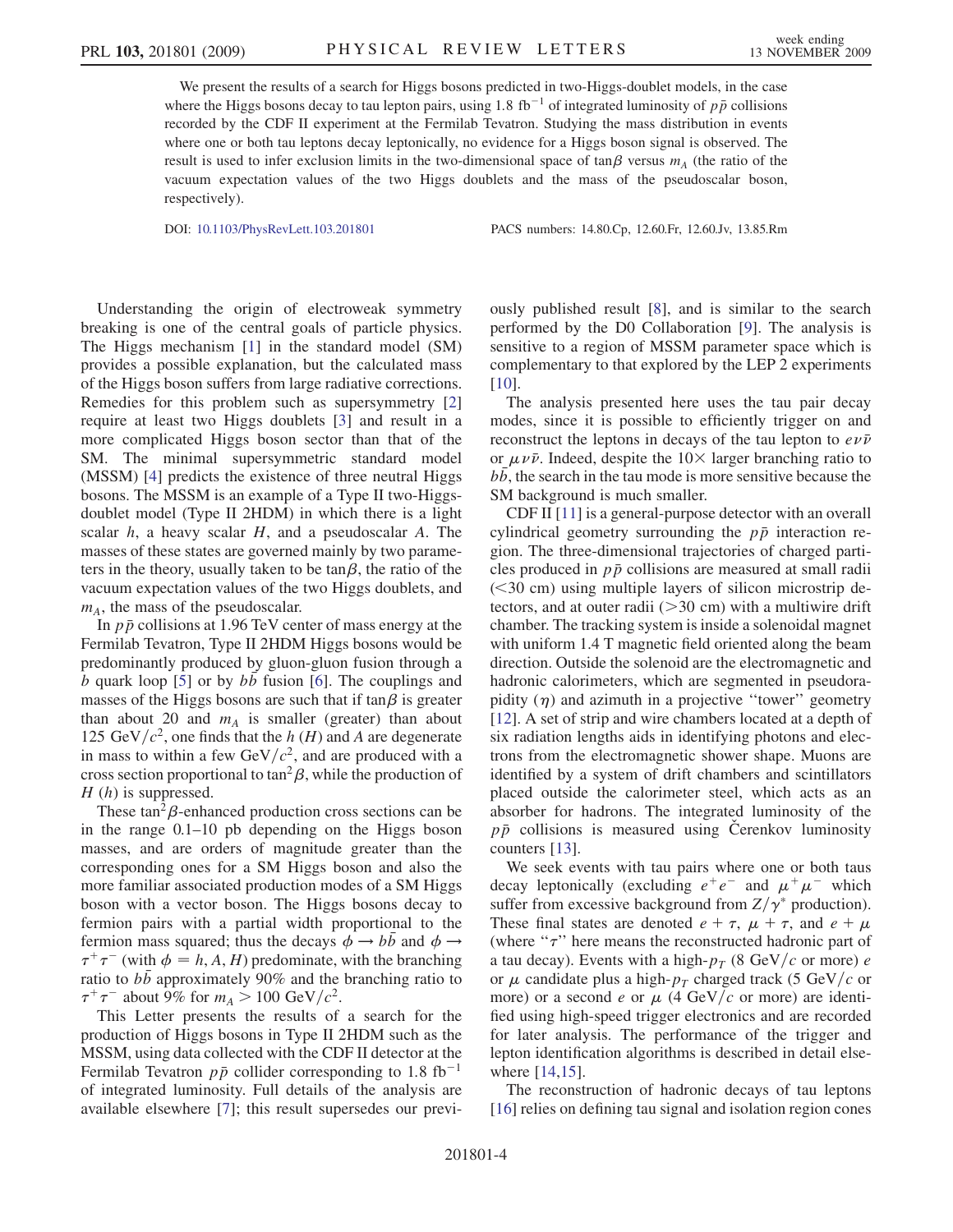We present the results of a search for Higgs bosons predicted in two-Higgs-doublet models, in the case where the Higgs bosons decay to tau lepton pairs, using 1.8 $\text{fb}^{-1}$ of integrated luminosity of $p\bar{p}$ collisions recorded by the CDF II experiment at the Fermilab Tevatron. Studying the mass distribution in events where one or both tau leptons decay leptonically, no evidence for a Higgs boson signal is observed. The result is used to infer exclusion limits in the two-dimensional space of $\tan\beta$ versus $m_A$ (the ratio of the vacuum expectation values of the two Higgs doublets and the mass of the pseudoscalar boson, respectively).

DOI: 10.1103/PhysRevLett.103.201801 PACS numbers: 14.80.Cp, 12.60.Fr, 12.60.Jv, 13.85.Rm

Understanding the origin of electroweak symmetry breaking is one of the central goals of particle physics. The Higgs mechanism [1] in the standard model (SM) provides a possible explanation, but the calculated mass of the Higgs boson suffers from large radiative corrections. Remedies for this problem such as supersymmetry [2] require at least two Higgs doublets [3] and result in a more complicated Higgs boson sector than that of the SM. The minimal supersymmetric standard model (MSSM) [4] predicts the existence of three neutral Higgs bosons. The MSSM is an example of a Type II two-Higgs-doublet model (Type II 2HDM) in which there is a light scalar $h$, a heavy scalar $H$, and a pseudoscalar $A$. The masses of these states are governed mainly by two parameters in the theory, usually taken to be $\tan\beta$, the ratio of the vacuum expectation values of the two Higgs doublets, and $m_A$, the mass of the pseudoscalar.

In $p\bar{p}$ collisions at 1.96 TeV center of mass energy at the Fermilab Tevatron, Type II 2HDM Higgs bosons would be predominantly produced by gluon-gluon fusion through a $b$ quark loop [5] or by $b\bar{b}$ fusion [6]. The couplings and masses of the Higgs bosons are such that if $\tan\beta$ is greater than about 20 and $m_A$ is smaller (greater) than about 125 $\text{GeV}/c^2$, one finds that the $h$ ($H$) and $A$ are degenerate in mass to within a few $\text{GeV}/c^2$, and are produced with a cross section proportional to $\tan^2\beta$, while the production of $H$ ($h$) is suppressed.

These $\tan^2\beta$-enhanced production cross sections can be in the range 0.1–10 pb depending on the Higgs boson masses, and are orders of magnitude greater than the corresponding ones for a SM Higgs boson and also the more familiar associated production modes of a SM Higgs boson with a vector boson. The Higgs bosons decay to fermion pairs with a partial width proportional to the fermion mass squared; thus the decays $\phi \to b\bar{b}$ and $\phi \to \tau^+\tau^-$ (with $\phi = h, A, H$) predominate, with the branching ratio to $b\bar{b}$ approximately 90% and the branching ratio to $\tau^+\tau^-$ about 9% for $m_A > 100$ $\text{GeV}/c^2$.

This Letter presents the results of a search for the production of Higgs bosons in Type II 2HDM such as the MSSM, using data collected with the CDF II detector at the Fermilab Tevatron $p\bar{p}$ collider corresponding to 1.8 $\text{fb}^{-1}$ of integrated luminosity. Full details of the analysis are available elsewhere [7]; this result supersedes our previously published result [8], and is similar to the search performed by the D0 Collaboration [9]. The analysis is sensitive to a region of MSSM parameter space which is complementary to that explored by the LEP 2 experiments [10].

The analysis presented here uses the tau pair decay modes, since it is possible to efficiently trigger on and reconstruct the leptons in decays of the tau lepton to $e\nu\bar{\nu}$ or $\mu\nu\bar{\nu}$. Indeed, despite the 10$\times$ larger branching ratio to $b\bar{b}$, the search in the tau mode is more sensitive because the SM background is much smaller.

CDF II [11] is a general-purpose detector with an overall cylindrical geometry surrounding the $p\bar{p}$ interaction region. The three-dimensional trajectories of charged particles produced in $p\bar{p}$ collisions are measured at small radii ($<$30 cm) using multiple layers of silicon microstrip detectors, and at outer radii ($>$30 cm) with a multiwire drift chamber. The tracking system is inside a solenoidal magnet with uniform 1.4 T magnetic field oriented along the beam direction. Outside the solenoid are the electromagnetic and hadronic calorimeters, which are segmented in pseudorapidity ($\eta$) and azimuth in a projective "tower" geometry [12]. A set of strip and wire chambers located at a depth of six radiation lengths aids in identifying photons and electrons from the electromagnetic shower shape. Muons are identified by a system of drift chambers and scintillators placed outside the calorimeter steel, which acts as an absorber for hadrons. The integrated luminosity of the $p\bar{p}$ collisions is measured using Čerenkov luminosity counters [13].

We seek events with tau pairs where one or both taus decay leptonically (excluding $e^+e^-$ and $\mu^+\mu^-$ which suffer from excessive background from $Z/\gamma^*$ production). These final states are denoted $e + \tau$, $\mu + \tau$, and $e + \mu$ (where "$\tau$" here means the reconstructed hadronic part of a tau decay). Events with a high-$p_T$ (8 $\text{GeV}/c$ or more) $e$ or $\mu$ candidate plus a high-$p_T$ charged track (5 $\text{GeV}/c$ or more) or a second $e$ or $\mu$ (4 $\text{GeV}/c$ or more) are identified using high-speed trigger electronics and are recorded for later analysis. The performance of the trigger and lepton identification algorithms is described in detail elsewhere [14,15].

The reconstruction of hadronic decays of tau leptons [16] relies on defining tau signal and isolation region cones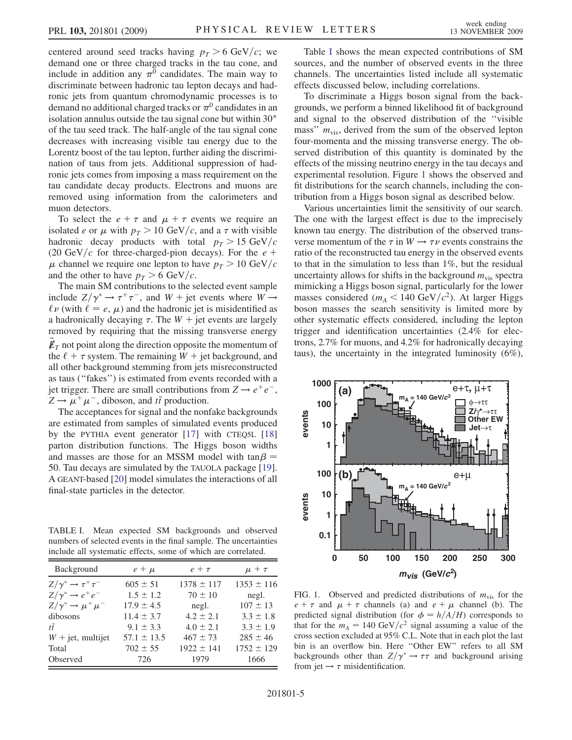centered around seed tracks having $p_T > 6$ GeV/$c$; we demand one or three charged tracks in the tau cone, and include in addition any $\pi^0$ candidates. The main way to discriminate between hadronic tau lepton decays and hadronic jets from quantum chromodynamic processes is to demand no additional charged tracks or $\pi^0$ candidates in an isolation annulus outside the tau signal cone but within 30° of the tau seed track. The half-angle of the tau signal cone decreases with increasing visible tau energy due to the Lorentz boost of the tau lepton, further aiding the discrimination of taus from jets. Additional suppression of hadronic jets comes from imposing a mass requirement on the tau candidate decay products. Electrons and muons are removed using information from the calorimeters and muon detectors.

To select the $e + \tau$ and $\mu + \tau$ events we require an isolated $e$ or $\mu$ with $p_T > 10$ GeV/$c$, and a $\tau$ with visible hadronic decay products with total $p_T > 15$ GeV/$c$ (20 GeV/$c$ for three-charged-pion decays). For the $e + \mu$ channel we require one lepton to have $p_T > 10$ GeV/$c$ and the other to have $p_T > 6$ GeV/$c$.

The main SM contributions to the selected event sample include $Z/\gamma^* \to \tau^+\tau^-$, and $W$ + jet events where $W \to \ell\nu$ (with $\ell = e, \mu$) and the hadronic jet is misidentified as a hadronically decaying $\tau$. The $W$ + jet events are largely removed by requiring that the missing transverse energy $\vec{\not{E}}_T$ not point along the direction opposite the momentum of the $\ell + \tau$ system. The remaining $W$ + jet background, and all other background stemming from jets misreconstructed as taus ("fakes") is estimated from events recorded with a jet trigger. There are small contributions from $Z \to e^+e^-$, $Z \to \mu^+\mu^-$, diboson, and $t\bar{t}$ production.

The acceptances for signal and the nonfake backgrounds are estimated from samples of simulated events produced by the PYTHIA event generator [17] with CTEQ5L [18] parton distribution functions. The Higgs boson widths and masses are those for an MSSM model with $\tan\beta = 50$. Tau decays are simulated by the TAUOLA package [19]. A GEANT-based [20] model simulates the interactions of all final-state particles in the detector.

TABLE I. Mean expected SM backgrounds and observed numbers of selected events in the final sample. The uncertainties include all systematic effects, some of which are correlated.

| Background | $e + \mu$ | $e + \tau$ | $\mu + \tau$ |
|---|---|---|---|
| $Z/\gamma^* \to \tau^+\tau^-$ | $605 \pm 51$ | $1378 \pm 117$ | $1353 \pm 116$ |
| $Z/\gamma^* \to e^+e^-$ | $1.5 \pm 1.2$ | $70 \pm 10$ | negl. |
| $Z/\gamma^* \to \mu^+\mu^-$ | $17.9 \pm 4.5$ | negl. | $107 \pm 13$ |
| dibosons | $11.4 \pm 3.7$ | $4.2 \pm 2.1$ | $3.3 \pm 1.8$ |
| $t\bar{t}$ | $9.1 \pm 3.3$ | $4.0 \pm 2.1$ | $3.3 \pm 1.9$ |
| $W$ + jet, multijet | $57.1 \pm 13.5$ | $467 \pm 73$ | $285 \pm 46$ |
| Total | $702 \pm 55$ | $1922 \pm 141$ | $1752 \pm 129$ |
| Observed | 726 | 1979 | 1666 |

Table I shows the mean expected contributions of SM sources, and the number of observed events in the three channels. The uncertainties listed include all systematic effects discussed below, including correlations.

To discriminate a Higgs boson signal from the backgrounds, we perform a binned likelihood fit of background and signal to the observed distribution of the "visible mass" $m_{\text{vis}}$, derived from the sum of the observed lepton four-momenta and the missing transverse energy. The observed distribution of this quantity is dominated by the effects of the missing neutrino energy in the tau decays and experimental resolution. Figure 1 shows the observed and fit distributions for the search channels, including the contribution from a Higgs boson signal as described below.

Various uncertainties limit the sensitivity of our search. The one with the largest effect is due to the imprecisely known tau energy. The distribution of the observed transverse momentum of the $\tau$ in $W \to \tau\nu$ events constrains the ratio of the reconstructed tau energy in the observed events to that in the simulation to less than 1%, but the residual uncertainty allows for shifts in the background $m_{\text{vis}}$ spectra mimicking a Higgs boson signal, particularly for the lower masses considered ($m_A < 140$ GeV/$c^2$). At larger Higgs boson masses the search sensitivity is limited more by other systematic effects considered, including the lepton trigger and identification uncertainties (2.4% for electrons, 2.7% for muons, and 4.2% for hadronically decaying taus), the uncertainty in the integrated luminosity (6%),

FIG. 1. Observed and predicted distributions of $m_{\text{vis}}$ for the $e + \tau$ and $\mu + \tau$ channels (a) and $e + \mu$ channel (b). The predicted signal distribution (for $\phi = h/A/H$) corresponds to that for the $m_A = 140$ GeV/$c^2$ signal assuming a value of the cross section excluded at 95% C.L. Note that in each plot the last bin is an overflow bin. Here "Other EW" refers to all SM backgrounds other than $Z/\gamma^* \to \tau\tau$ and background arising from jet $\to \tau$ misidentification.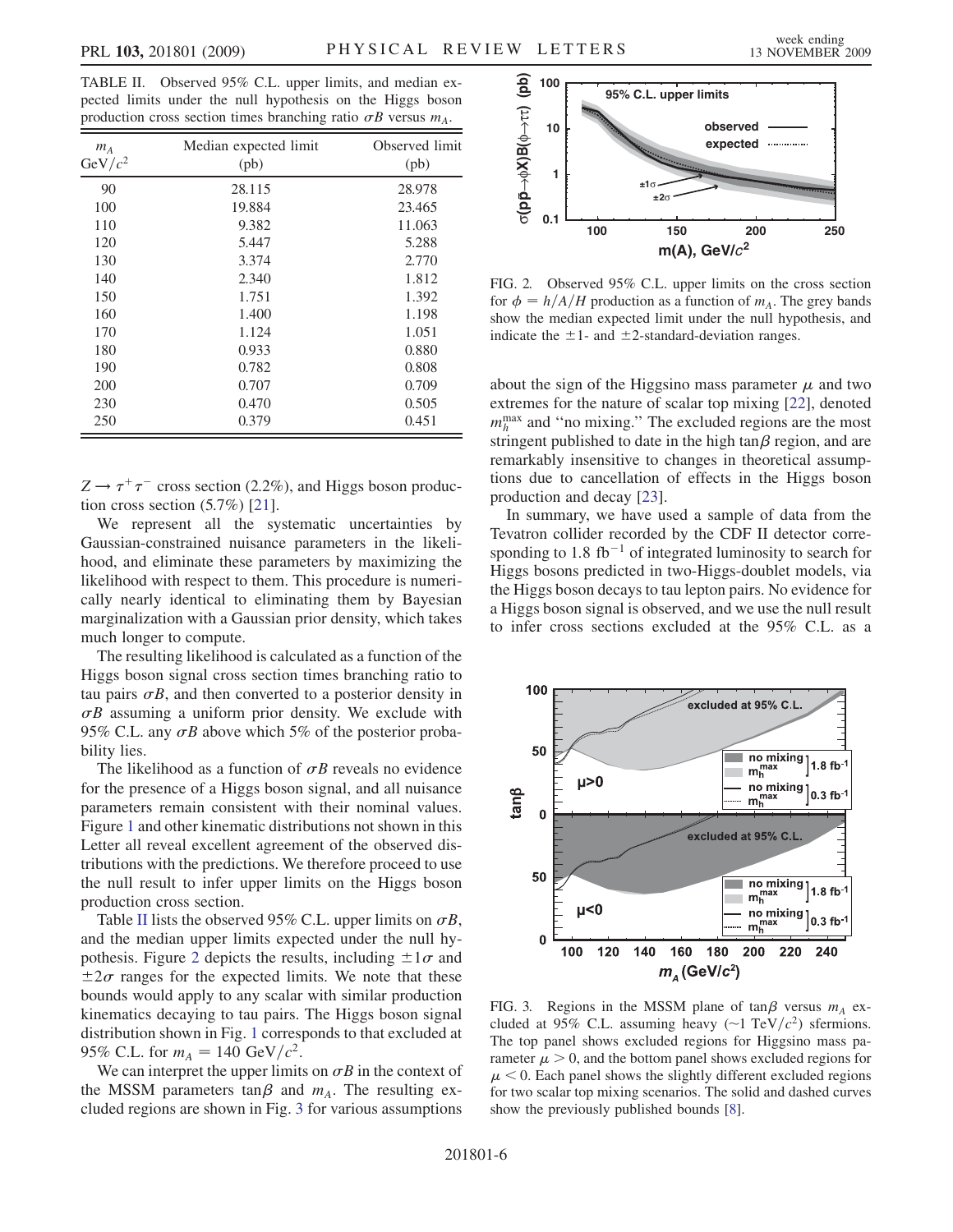TABLE II. Observed 95% C.L. upper limits, and median expected limits under the null hypothesis on the Higgs boson production cross section times branching ratio $\sigma B$ versus $m_A$.

| $m_A$ GeV/$c^2$ | Median expected limit (pb) | Observed limit (pb) |
|---|---|---|
| 90 | 28.115 | 28.978 |
| 100 | 19.884 | 23.465 |
| 110 | 9.382 | 11.063 |
| 120 | 5.447 | 5.288 |
| 130 | 3.374 | 2.770 |
| 140 | 2.340 | 1.812 |
| 150 | 1.751 | 1.392 |
| 160 | 1.400 | 1.198 |
| 170 | 1.124 | 1.051 |
| 180 | 0.933 | 0.880 |
| 190 | 0.782 | 0.808 |
| 200 | 0.707 | 0.709 |
| 230 | 0.470 | 0.505 |
| 250 | 0.379 | 0.451 |

$Z \to \tau^+\tau^-$ cross section (2.2%), and Higgs boson production cross section (5.7%) [21].

We represent all the systematic uncertainties by Gaussian-constrained nuisance parameters in the likelihood, and eliminate these parameters by maximizing the likelihood with respect to them. This procedure is numerically nearly identical to eliminating them by Bayesian marginalization with a Gaussian prior density, which takes much longer to compute.

The resulting likelihood is calculated as a function of the Higgs boson signal cross section times branching ratio to tau pairs $\sigma B$, and then converted to a posterior density in $\sigma B$ assuming a uniform prior density. We exclude with 95% C.L. any $\sigma B$ above which 5% of the posterior probability lies.

The likelihood as a function of $\sigma B$ reveals no evidence for the presence of a Higgs boson signal, and all nuisance parameters remain consistent with their nominal values. Figure 1 and other kinematic distributions not shown in this Letter all reveal excellent agreement of the observed distributions with the predictions. We therefore proceed to use the null result to infer upper limits on the Higgs boson production cross section.

Table II lists the observed 95% C.L. upper limits on $\sigma B$, and the median upper limits expected under the null hypothesis. Figure 2 depicts the results, including $\pm 1\sigma$ and $\pm 2\sigma$ ranges for the expected limits. We note that these bounds would apply to any scalar with similar production kinematics decaying to tau pairs. The Higgs boson signal distribution shown in Fig. 1 corresponds to that excluded at 95% C.L. for $m_A = 140$ GeV/$c^2$.

We can interpret the upper limits on $\sigma B$ in the context of the MSSM parameters $\tan\beta$ and $m_A$. The resulting excluded regions are shown in Fig. 3 for various assumptions about the sign of the Higgsino mass parameter $\mu$ and two extremes for the nature of scalar top mixing [22], denoted $m_h^{\max}$ and "no mixing." The excluded regions are the most stringent published to date in the high $\tan\beta$ region, and are remarkably insensitive to changes in theoretical assumptions due to cancellation of effects in the Higgs boson production and decay [23].

FIG. 2. Observed 95% C.L. upper limits on the cross section for $\phi = h/A/H$ production as a function of $m_A$. The grey bands show the median expected limit under the null hypothesis, and indicate the $\pm 1$- and $\pm 2$-standard-deviation ranges.

In summary, we have used a sample of data from the Tevatron collider recorded by the CDF II detector corresponding to 1.8 fb$^{-1}$ of integrated luminosity to search for Higgs bosons predicted in two-Higgs-doublet models, via the Higgs boson decays to tau lepton pairs. No evidence for a Higgs boson signal is observed, and we use the null result to infer cross sections excluded at the 95% C.L. as a

FIG. 3. Regions in the MSSM plane of $\tan\beta$ versus $m_A$ excluded at 95% C.L. assuming heavy ($\sim$1 TeV/$c^2$) sfermions. The top panel shows excluded regions for Higgsino mass parameter $\mu > 0$, and the bottom panel shows excluded regions for $\mu < 0$. Each panel shows the slightly different excluded regions for two scalar top mixing scenarios. The solid and dashed curves show the previously published bounds [8].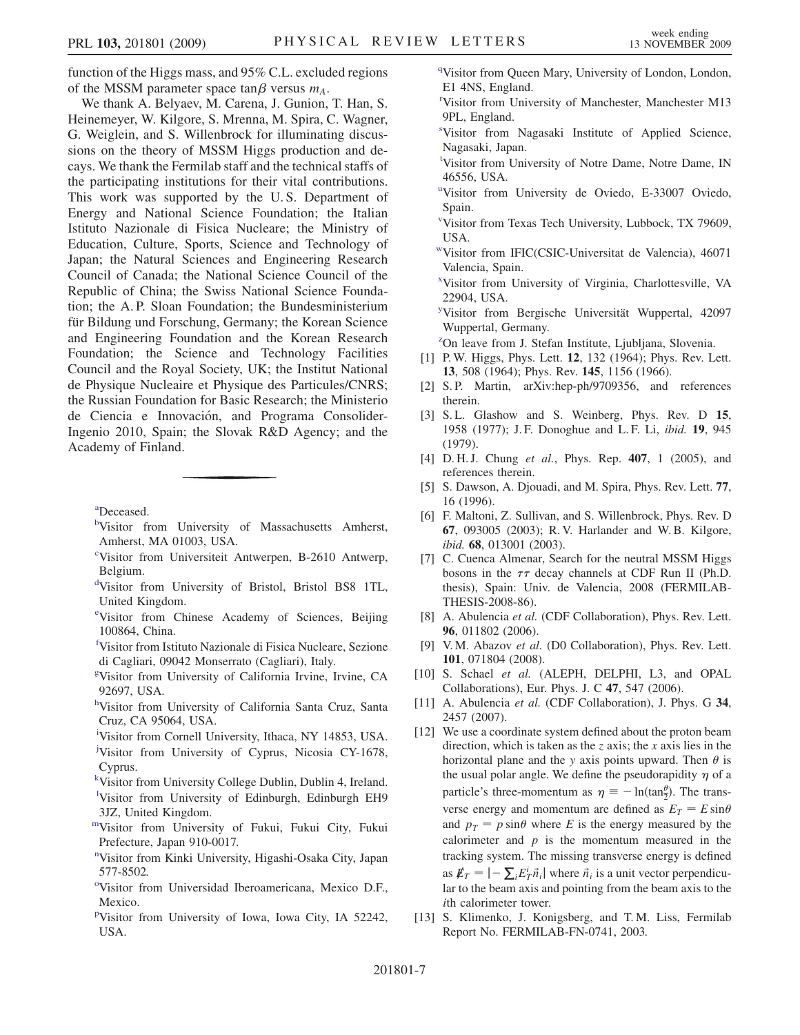function of the Higgs mass, and 95% C.L. excluded regions of the MSSM parameter space $\tan\beta$ versus $m_A$.

We thank A. Belyaev, M. Carena, J. Gunion, T. Han, S. Heinemeyer, W. Kilgore, S. Mrenna, M. Spira, C. Wagner, G. Weiglein, and S. Willenbrock for illuminating discussions on the theory of MSSM Higgs production and decays. We thank the Fermilab staff and the technical staffs of the participating institutions for their vital contributions. This work was supported by the U. S. Department of Energy and National Science Foundation; the Italian Istituto Nazionale di Fisica Nucleare; the Ministry of Education, Culture, Sports, Science and Technology of Japan; the Natural Sciences and Engineering Research Council of Canada; the National Science Council of the Republic of China; the Swiss National Science Foundation; the A. P. Sloan Foundation; the Bundesministerium für Bildung und Forschung, Germany; the Korean Science and Engineering Foundation and the Korean Research Foundation; the Science and Technology Facilities Council and the Royal Society, UK; the Institut National de Physique Nucleaire et Physique des Particules/CNRS; the Russian Foundation for Basic Research; the Ministerio de Ciencia e Innovación, and Programa Consolider-Ingenio 2010, Spain; the Slovak R&D Agency; and the Academy of Finland.

---

[a]Deceased.

[b]Visitor from University of Massachusetts Amherst, Amherst, MA 01003, USA.

[c]Visitor from Universiteit Antwerpen, B-2610 Antwerp, Belgium.

[d]Visitor from University of Bristol, Bristol BS8 1TL, United Kingdom.

[e]Visitor from Chinese Academy of Sciences, Beijing 100864, China.

[f]Visitor from Istituto Nazionale di Fisica Nucleare, Sezione di Cagliari, 09042 Monserrato (Cagliari), Italy.

[g]Visitor from University of California Irvine, Irvine, CA 92697, USA.

[h]Visitor from University of California Santa Cruz, Santa Cruz, CA 95064, USA.

[i]Visitor from Cornell University, Ithaca, NY 14853, USA.

[j]Visitor from University of Cyprus, Nicosia CY-1678, Cyprus.

[k]Visitor from University College Dublin, Dublin 4, Ireland.

[l]Visitor from University of Edinburgh, Edinburgh EH9 3JZ, United Kingdom.

[m]Visitor from University of Fukui, Fukui City, Fukui Prefecture, Japan 910-0017.

[n]Visitor from Kinki University, Higashi-Osaka City, Japan 577-8502.

[o]Visitor from Universidad Iberoamericana, Mexico D.F., Mexico.

[p]Visitor from University of Iowa, Iowa City, IA 52242, USA.

[q]Visitor from Queen Mary, University of London, London, E1 4NS, England.

[r]Visitor from University of Manchester, Manchester M13 9PL, England.

[s]Visitor from Nagasaki Institute of Applied Science, Nagasaki, Japan.

[t]Visitor from University of Notre Dame, Notre Dame, IN 46556, USA.

[u]Visitor from University de Oviedo, E-33007 Oviedo, Spain.

[v]Visitor from Texas Tech University, Lubbock, TX 79609, USA.

[w]Visitor from IFIC(CSIC-Universitat de Valencia), 46071 Valencia, Spain.

[x]Visitor from University of Virginia, Charlottesville, VA 22904, USA.

[y]Visitor from Bergische Universität Wuppertal, 42097 Wuppertal, Germany.

[z]On leave from J. Stefan Institute, Ljubljana, Slovenia.

[1] P. W. Higgs, Phys. Lett. **12**, 132 (1964); Phys. Rev. Lett. **13**, 508 (1964); Phys. Rev. **145**, 1156 (1966).

[2] S. P. Martin, arXiv:hep-ph/9709356, and references therein.

[3] S. L. Glashow and S. Weinberg, Phys. Rev. D **15**, 1958 (1977); J. F. Donoghue and L. F. Li, *ibid.* **19**, 945 (1979).

[4] D. H. J. Chung *et al.*, Phys. Rep. **407**, 1 (2005), and references therein.

[5] S. Dawson, A. Djouadi, and M. Spira, Phys. Rev. Lett. **77**, 16 (1996).

[6] F. Maltoni, Z. Sullivan, and S. Willenbrock, Phys. Rev. D **67**, 093005 (2003); R. V. Harlander and W. B. Kilgore, *ibid.* **68**, 013001 (2003).

[7] C. Cuenca Almenar, Search for the neutral MSSM Higgs bosons in the $\tau\tau$ decay channels at CDF Run II (Ph.D. thesis), Spain: Univ. de Valencia, 2008 (FERMILAB-THESIS-2008-86).

[8] A. Abulencia *et al.* (CDF Collaboration), Phys. Rev. Lett. **96**, 011802 (2006).

[9] V. M. Abazov *et al.* (D0 Collaboration), Phys. Rev. Lett. **101**, 071804 (2008).

[10] S. Schael *et al.* (ALEPH, DELPHI, L3, and OPAL Collaborations), Eur. Phys. J. C **47**, 547 (2006).

[11] A. Abulencia *et al.* (CDF Collaboration), J. Phys. G **34**, 2457 (2007).

[12] We use a coordinate system defined about the proton beam direction, which is taken as the $z$ axis; the $x$ axis lies in the horizontal plane and the $y$ axis points upward. Then $\theta$ is the usual polar angle. We define the pseudorapidity $\eta$ of a particle's three-momentum as $\eta \equiv -\ln(\tan\frac{\theta}{2})$. The transverse energy and momentum are defined as $E_T = E\sin\theta$ and $p_T = p\sin\theta$ where $E$ is the energy measured by the calorimeter and $p$ is the momentum measured in the tracking system. The missing transverse energy is defined as $\not\!\!E_T = |-\sum_i E_T^i \vec{n}_i|$ where $\vec{n}_i$ is a unit vector perpendicular to the beam axis and pointing from the beam axis to the $i$th calorimeter tower.

[13] S. Klimenko, J. Konigsberg, and T. M. Liss, Fermilab Report No. FERMILAB-FN-0741, 2003.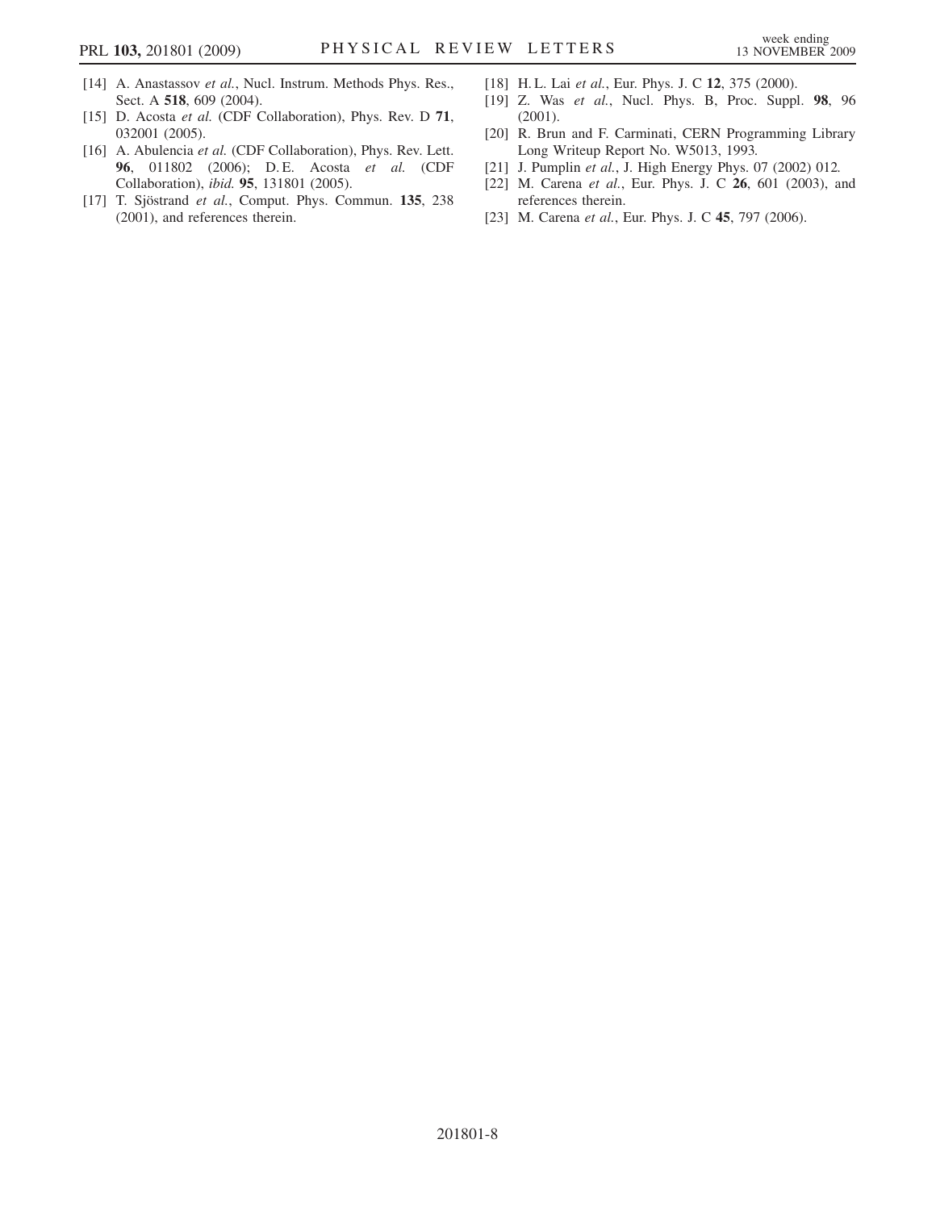[14] A. Anastassov *et al.*, Nucl. Instrum. Methods Phys. Res., Sect. A **518**, 609 (2004).

[15] D. Acosta *et al.* (CDF Collaboration), Phys. Rev. D **71**, 032001 (2005).

[16] A. Abulencia *et al.* (CDF Collaboration), Phys. Rev. Lett. **96**, 011802 (2006); D. E. Acosta *et al.* (CDF Collaboration), *ibid.* **95**, 131801 (2005).

[17] T. Sjöstrand *et al.*, Comput. Phys. Commun. **135**, 238 (2001), and references therein.

[18] H. L. Lai *et al.*, Eur. Phys. J. C **12**, 375 (2000).

[19] Z. Was *et al.*, Nucl. Phys. B, Proc. Suppl. **98**, 96 (2001).

[20] R. Brun and F. Carminati, CERN Programming Library Long Writeup Report No. W5013, 1993.

[21] J. Pumplin *et al.*, J. High Energy Phys. 07 (2002) 012.

[22] M. Carena *et al.*, Eur. Phys. J. C **26**, 601 (2003), and references therein.

[23] M. Carena *et al.*, Eur. Phys. J. C **45**, 797 (2006).